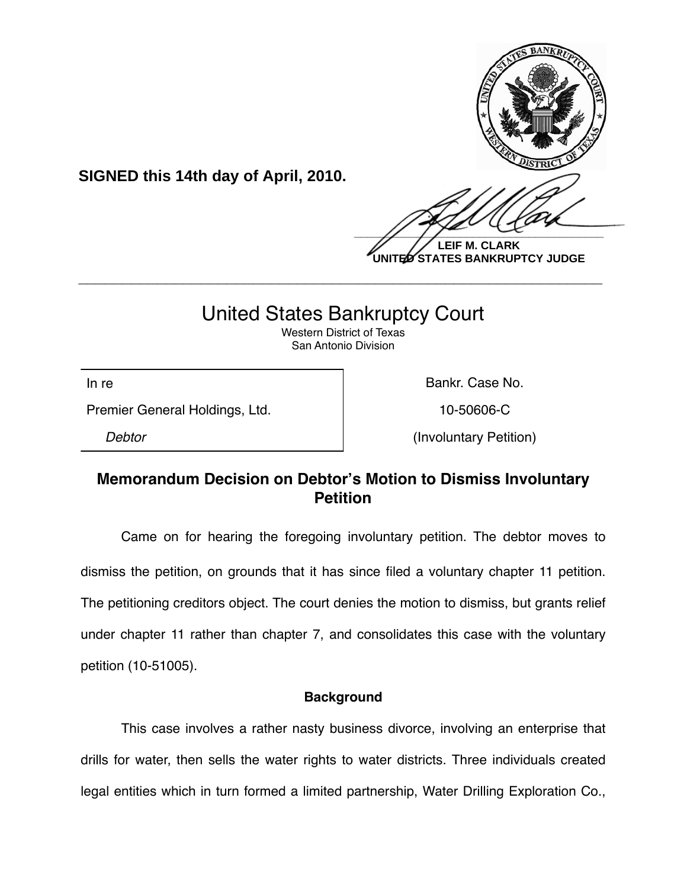**SIGNED this 14th day of April, 2010.**

**LEIF M. CLARK**
**UNITED STATES BANKRUPTCY JUDGE**

---

# United States Bankruptcy Court

Western District of Texas
San Antonio Division

| In re | Bankr. Case No. |
|---|---|
| Premier General Holdings, Ltd. | 10-50606-C |
| *Debtor* | (Involuntary Petition) |

## Memorandum Decision on Debtor's Motion to Dismiss Involuntary Petition

Came on for hearing the foregoing involuntary petition. The debtor moves to dismiss the petition, on grounds that it has since filed a voluntary chapter 11 petition. The petitioning creditors object. The court denies the motion to dismiss, but grants relief under chapter 11 rather than chapter 7, and consolidates this case with the voluntary petition (10-51005).

### Background

This case involves a rather nasty business divorce, involving an enterprise that drills for water, then sells the water rights to water districts. Three individuals created legal entities which in turn formed a limited partnership, Water Drilling Exploration Co.,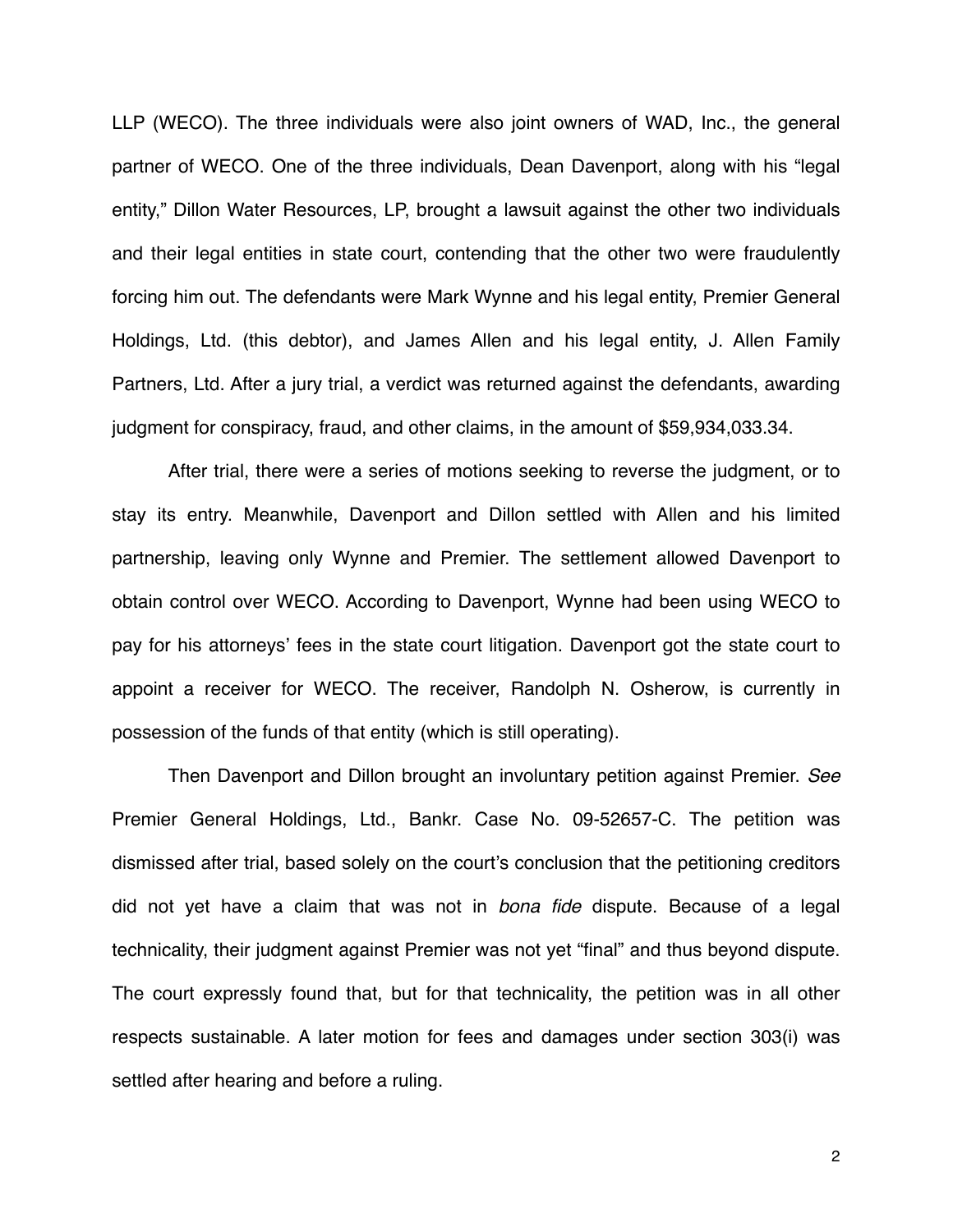LLP (WECO). The three individuals were also joint owners of WAD, Inc., the general partner of WECO. One of the three individuals, Dean Davenport, along with his "legal entity," Dillon Water Resources, LP, brought a lawsuit against the other two individuals and their legal entities in state court, contending that the other two were fraudulently forcing him out. The defendants were Mark Wynne and his legal entity, Premier General Holdings, Ltd. (this debtor), and James Allen and his legal entity, J. Allen Family Partners, Ltd. After a jury trial, a verdict was returned against the defendants, awarding judgment for conspiracy, fraud, and other claims, in the amount of $59,934,033.34.

After trial, there were a series of motions seeking to reverse the judgment, or to stay its entry. Meanwhile, Davenport and Dillon settled with Allen and his limited partnership, leaving only Wynne and Premier. The settlement allowed Davenport to obtain control over WECO. According to Davenport, Wynne had been using WECO to pay for his attorneys' fees in the state court litigation. Davenport got the state court to appoint a receiver for WECO. The receiver, Randolph N. Osherow, is currently in possession of the funds of that entity (which is still operating).

Then Davenport and Dillon brought an involuntary petition against Premier. *See* Premier General Holdings, Ltd., Bankr. Case No. 09-52657-C. The petition was dismissed after trial, based solely on the court's conclusion that the petitioning creditors did not yet have a claim that was not in *bona fide* dispute. Because of a legal technicality, their judgment against Premier was not yet "final" and thus beyond dispute. The court expressly found that, but for that technicality, the petition was in all other respects sustainable. A later motion for fees and damages under section 303(i) was settled after hearing and before a ruling.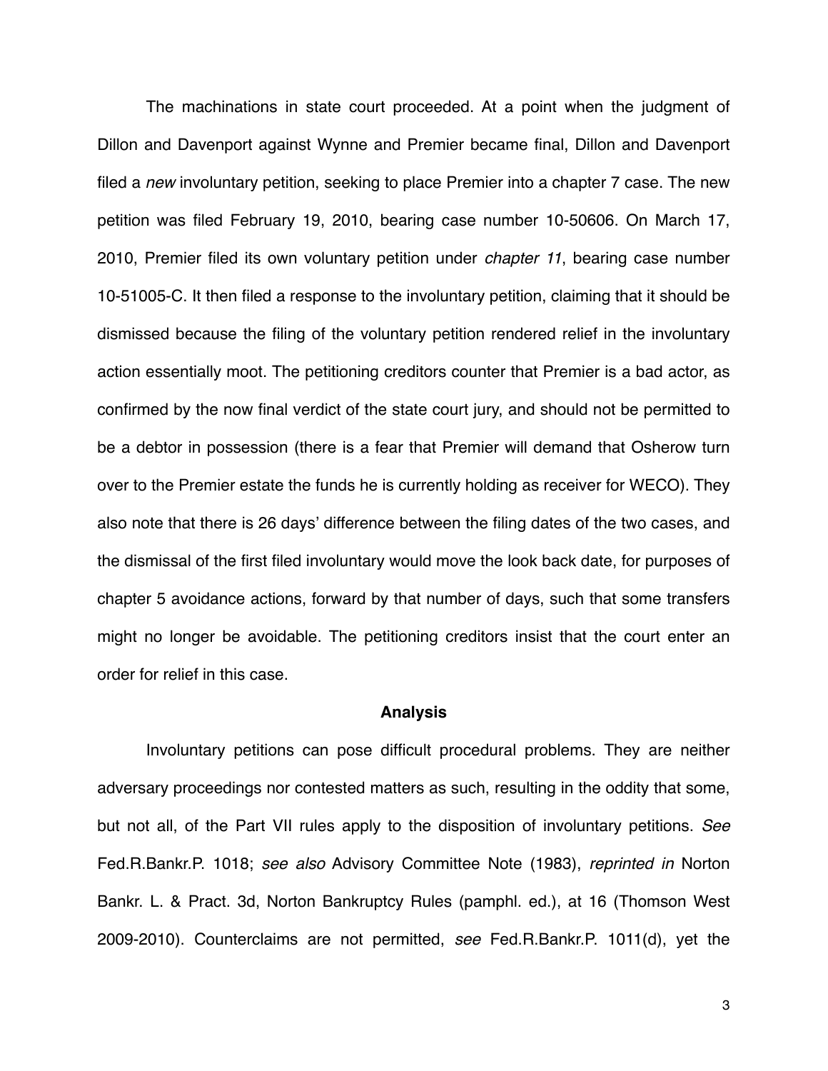The machinations in state court proceeded. At a point when the judgment of Dillon and Davenport against Wynne and Premier became final, Dillon and Davenport filed a *new* involuntary petition, seeking to place Premier into a chapter 7 case. The new petition was filed February 19, 2010, bearing case number 10-50606. On March 17, 2010, Premier filed its own voluntary petition under *chapter 11*, bearing case number 10-51005-C. It then filed a response to the involuntary petition, claiming that it should be dismissed because the filing of the voluntary petition rendered relief in the involuntary action essentially moot. The petitioning creditors counter that Premier is a bad actor, as confirmed by the now final verdict of the state court jury, and should not be permitted to be a debtor in possession (there is a fear that Premier will demand that Osherow turn over to the Premier estate the funds he is currently holding as receiver for WECO). They also note that there is 26 days' difference between the filing dates of the two cases, and the dismissal of the first filed involuntary would move the look back date, for purposes of chapter 5 avoidance actions, forward by that number of days, such that some transfers might no longer be avoidable. The petitioning creditors insist that the court enter an order for relief in this case.

**Analysis**

Involuntary petitions can pose difficult procedural problems. They are neither adversary proceedings nor contested matters as such, resulting in the oddity that some, but not all, of the Part VII rules apply to the disposition of involuntary petitions. *See* Fed.R.Bankr.P. 1018; *see also* Advisory Committee Note (1983), *reprinted in* Norton Bankr. L. & Pract. 3d, Norton Bankruptcy Rules (pamphl. ed.), at 16 (Thomson West 2009-2010). Counterclaims are not permitted, *see* Fed.R.Bankr.P. 1011(d), yet the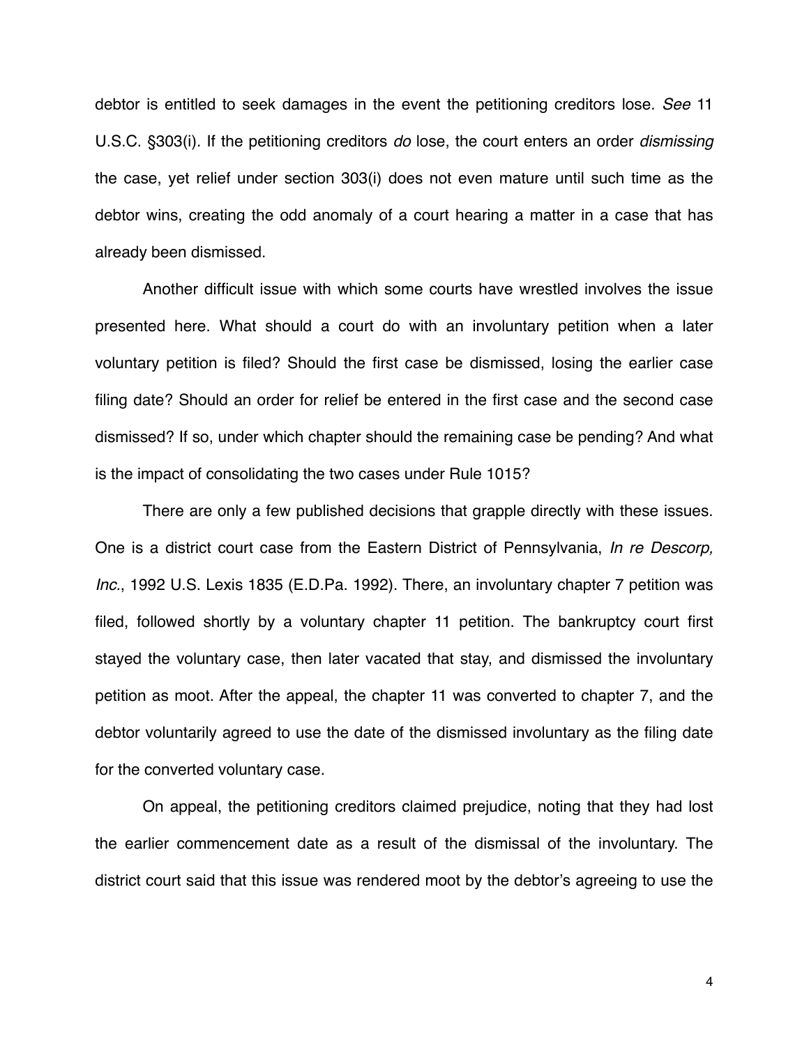debtor is entitled to seek damages in the event the petitioning creditors lose. *See* 11 U.S.C. §303(i). If the petitioning creditors *do* lose, the court enters an order *dismissing* the case, yet relief under section 303(i) does not even mature until such time as the debtor wins, creating the odd anomaly of a court hearing a matter in a case that has already been dismissed.

Another difficult issue with which some courts have wrestled involves the issue presented here. What should a court do with an involuntary petition when a later voluntary petition is filed? Should the first case be dismissed, losing the earlier case filing date? Should an order for relief be entered in the first case and the second case dismissed? If so, under which chapter should the remaining case be pending? And what is the impact of consolidating the two cases under Rule 1015?

There are only a few published decisions that grapple directly with these issues. One is a district court case from the Eastern District of Pennsylvania, *In re Descorp, Inc.*, 1992 U.S. Lexis 1835 (E.D.Pa. 1992). There, an involuntary chapter 7 petition was filed, followed shortly by a voluntary chapter 11 petition. The bankruptcy court first stayed the voluntary case, then later vacated that stay, and dismissed the involuntary petition as moot. After the appeal, the chapter 11 was converted to chapter 7, and the debtor voluntarily agreed to use the date of the dismissed involuntary as the filing date for the converted voluntary case.

On appeal, the petitioning creditors claimed prejudice, noting that they had lost the earlier commencement date as a result of the dismissal of the involuntary. The district court said that this issue was rendered moot by the debtor's agreeing to use the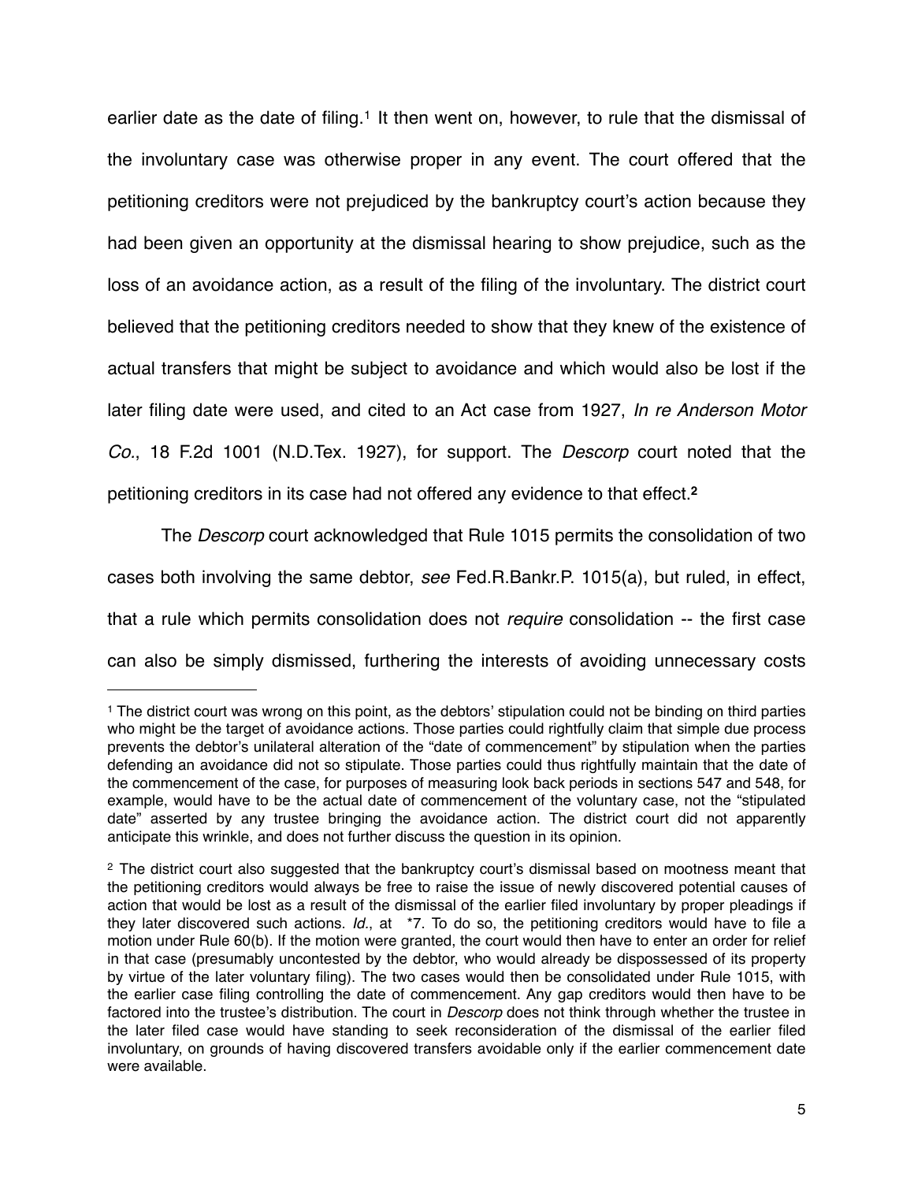earlier date as the date of filing.[1] It then went on, however, to rule that the dismissal of the involuntary case was otherwise proper in any event. The court offered that the petitioning creditors were not prejudiced by the bankruptcy court's action because they had been given an opportunity at the dismissal hearing to show prejudice, such as the loss of an avoidance action, as a result of the filing of the involuntary. The district court believed that the petitioning creditors needed to show that they knew of the existence of actual transfers that might be subject to avoidance and which would also be lost if the later filing date were used, and cited to an Act case from 1927, *In re Anderson Motor Co.*, 18 F.2d 1001 (N.D.Tex. 1927), for support. The *Descorp* court noted that the petitioning creditors in its case had not offered any evidence to that effect.[2]

The *Descorp* court acknowledged that Rule 1015 permits the consolidation of two cases both involving the same debtor, *see* Fed.R.Bankr.P. 1015(a), but ruled, in effect, that a rule which permits consolidation does not *require* consolidation -- the first case can also be simply dismissed, furthering the interests of avoiding unnecessary costs

---

[1] The district court was wrong on this point, as the debtors' stipulation could not be binding on third parties who might be the target of avoidance actions. Those parties could rightfully claim that simple due process prevents the debtor's unilateral alteration of the "date of commencement" by stipulation when the parties defending an avoidance did not so stipulate. Those parties could thus rightfully maintain that the date of the commencement of the case, for purposes of measuring look back periods in sections 547 and 548, for example, would have to be the actual date of commencement of the voluntary case, not the "stipulated date" asserted by any trustee bringing the avoidance action. The district court did not apparently anticipate this wrinkle, and does not further discuss the question in its opinion.

[2] The district court also suggested that the bankruptcy court's dismissal based on mootness meant that the petitioning creditors would always be free to raise the issue of newly discovered potential causes of action that would be lost as a result of the dismissal of the earlier filed involuntary by proper pleadings if they later discovered such actions. *Id.*, at *7. To do so, the petitioning creditors would have to file a motion under Rule 60(b). If the motion were granted, the court would then have to enter an order for relief in that case (presumably uncontested by the debtor, who would already be dispossessed of its property by virtue of the later voluntary filing). The two cases would then be consolidated under Rule 1015, with the earlier case filing controlling the date of commencement. Any gap creditors would then have to be factored into the trustee's distribution. The court in *Descorp* does not think through whether the trustee in the later filed case would have standing to seek reconsideration of the dismissal of the earlier filed involuntary, on grounds of having discovered transfers avoidable only if the earlier commencement date were available.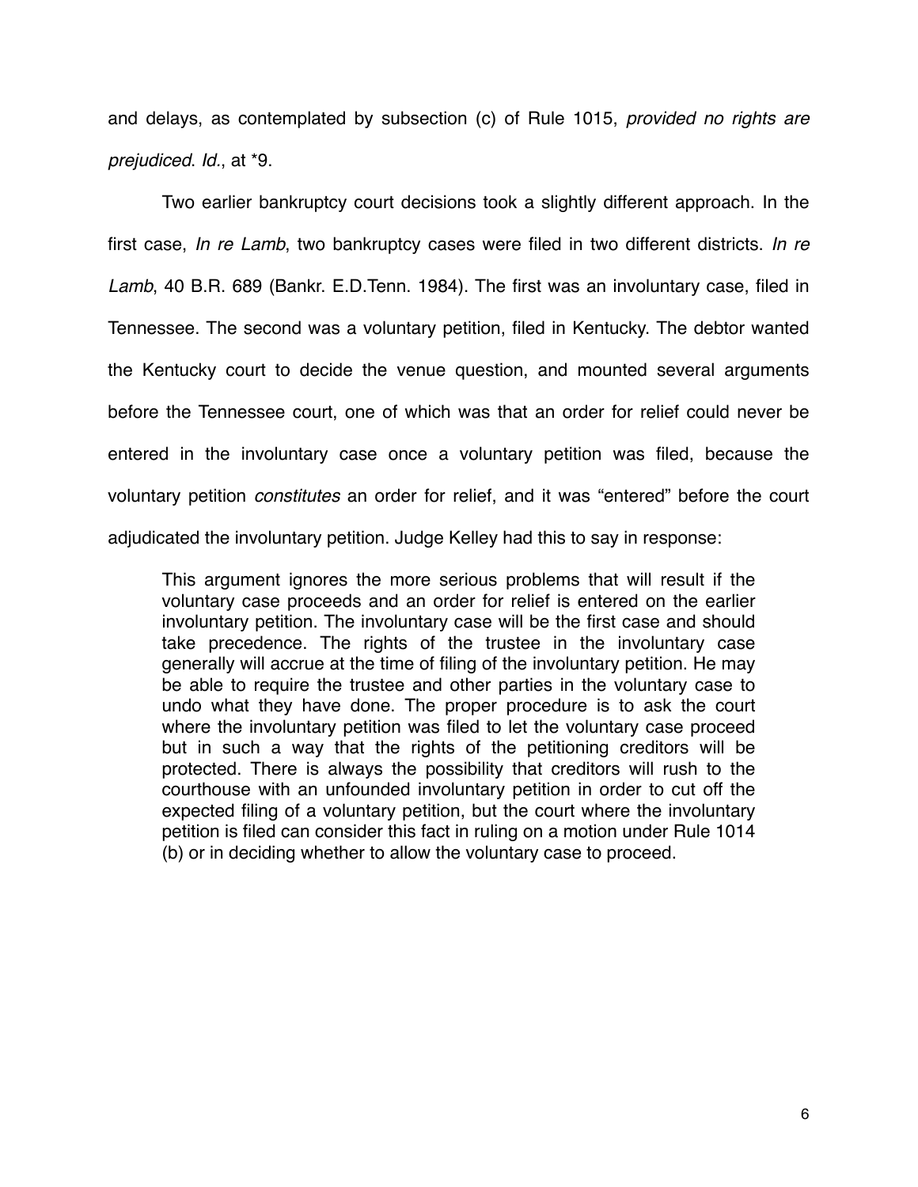and delays, as contemplated by subsection (c) of Rule 1015, *provided no rights are prejudiced*. *Id*., at *9.

Two earlier bankruptcy court decisions took a slightly different approach. In the first case, *In re Lamb*, two bankruptcy cases were filed in two different districts. *In re Lamb*, 40 B.R. 689 (Bankr. E.D.Tenn. 1984). The first was an involuntary case, filed in Tennessee. The second was a voluntary petition, filed in Kentucky. The debtor wanted the Kentucky court to decide the venue question, and mounted several arguments before the Tennessee court, one of which was that an order for relief could never be entered in the involuntary case once a voluntary petition was filed, because the voluntary petition *constitutes* an order for relief, and it was "entered" before the court adjudicated the involuntary petition. Judge Kelley had this to say in response:

> This argument ignores the more serious problems that will result if the voluntary case proceeds and an order for relief is entered on the earlier involuntary petition. The involuntary case will be the first case and should take precedence. The rights of the trustee in the involuntary case generally will accrue at the time of filing of the involuntary petition. He may be able to require the trustee and other parties in the voluntary case to undo what they have done. The proper procedure is to ask the court where the involuntary petition was filed to let the voluntary case proceed but in such a way that the rights of the petitioning creditors will be protected. There is always the possibility that creditors will rush to the courthouse with an unfounded involuntary petition in order to cut off the expected filing of a voluntary petition, but the court where the involuntary petition is filed can consider this fact in ruling on a motion under Rule 1014 (b) or in deciding whether to allow the voluntary case to proceed.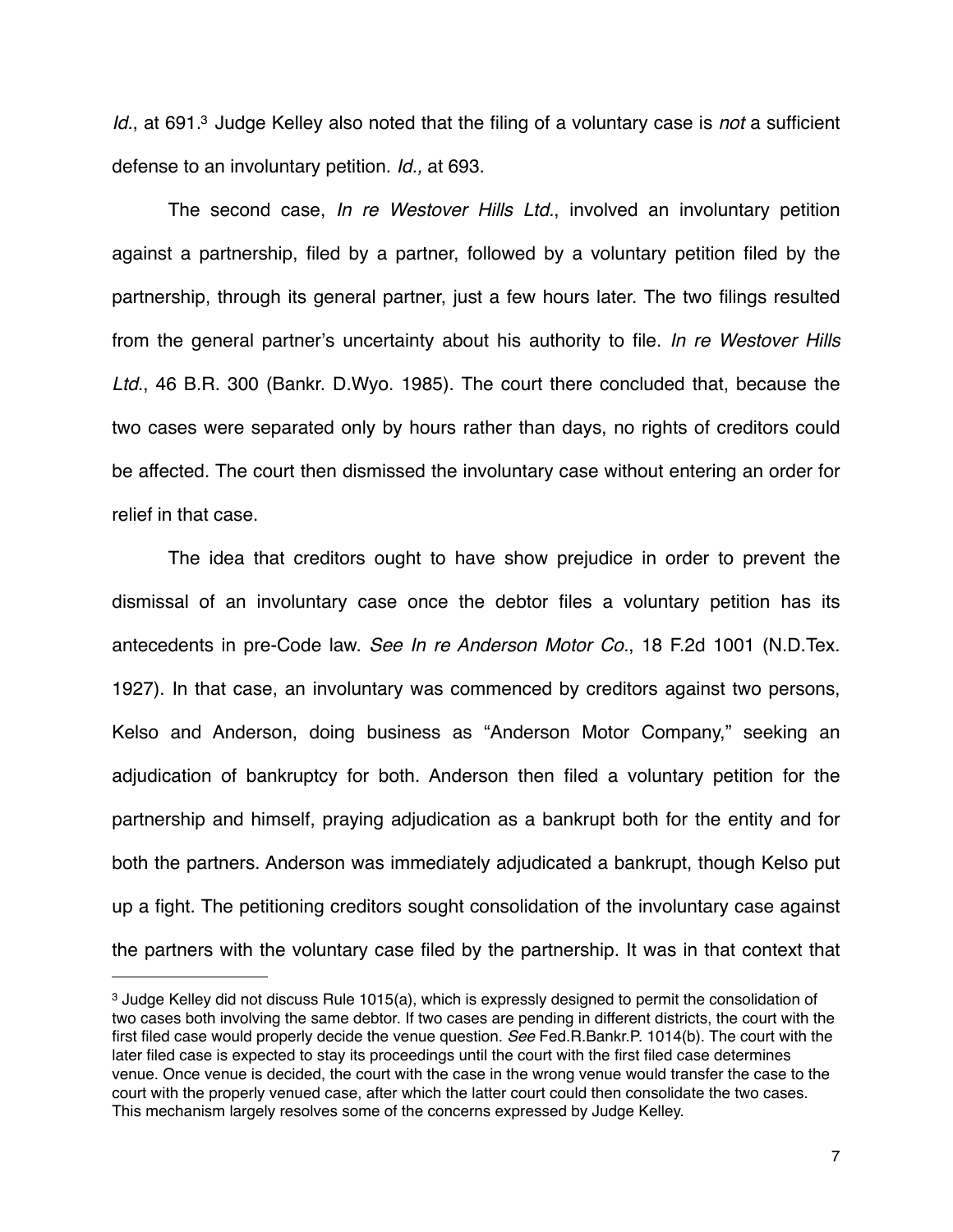*Id.*, at 691.[3] Judge Kelley also noted that the filing of a voluntary case is *not* a sufficient defense to an involuntary petition. *Id.,* at 693.

The second case, *In re Westover Hills Ltd.*, involved an involuntary petition against a partnership, filed by a partner, followed by a voluntary petition filed by the partnership, through its general partner, just a few hours later. The two filings resulted from the general partner's uncertainty about his authority to file. *In re Westover Hills Ltd.*, 46 B.R. 300 (Bankr. D.Wyo. 1985). The court there concluded that, because the two cases were separated only by hours rather than days, no rights of creditors could be affected. The court then dismissed the involuntary case without entering an order for relief in that case.

The idea that creditors ought to have show prejudice in order to prevent the dismissal of an involuntary case once the debtor files a voluntary petition has its antecedents in pre-Code law. *See In re Anderson Motor Co.*, 18 F.2d 1001 (N.D.Tex. 1927). In that case, an involuntary was commenced by creditors against two persons, Kelso and Anderson, doing business as "Anderson Motor Company," seeking an adjudication of bankruptcy for both. Anderson then filed a voluntary petition for the partnership and himself, praying adjudication as a bankrupt both for the entity and for both the partners. Anderson was immediately adjudicated a bankrupt, though Kelso put up a fight. The petitioning creditors sought consolidation of the involuntary case against the partners with the voluntary case filed by the partnership. It was in that context that

---

[3] Judge Kelley did not discuss Rule 1015(a), which is expressly designed to permit the consolidation of two cases both involving the same debtor. If two cases are pending in different districts, the court with the first filed case would properly decide the venue question. *See* Fed.R.Bankr.P. 1014(b). The court with the later filed case is expected to stay its proceedings until the court with the first filed case determines venue. Once venue is decided, the court with the case in the wrong venue would transfer the case to the court with the properly venued case, after which the latter court could then consolidate the two cases. This mechanism largely resolves some of the concerns expressed by Judge Kelley.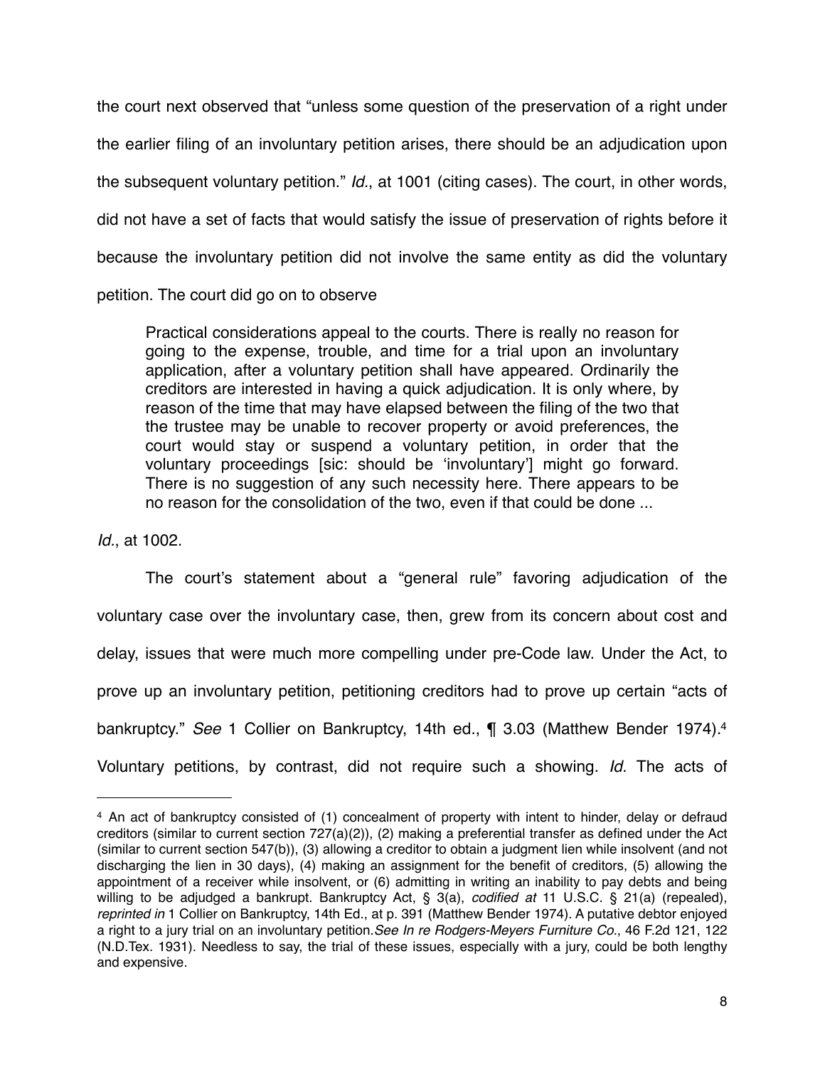the court next observed that "unless some question of the preservation of a right under the earlier filing of an involuntary petition arises, there should be an adjudication upon the subsequent voluntary petition." *Id.*, at 1001 (citing cases). The court, in other words, did not have a set of facts that would satisfy the issue of preservation of rights before it because the involuntary petition did not involve the same entity as did the voluntary petition. The court did go on to observe

> Practical considerations appeal to the courts. There is really no reason for going to the expense, trouble, and time for a trial upon an involuntary application, after a voluntary petition shall have appeared. Ordinarily the creditors are interested in having a quick adjudication. It is only where, by reason of the time that may have elapsed between the filing of the two that the trustee may be unable to recover property or avoid preferences, the court would stay or suspend a voluntary petition, in order that the voluntary proceedings [sic: should be 'involuntary'] might go forward. There is no suggestion of any such necessity here. There appears to be no reason for the consolidation of the two, even if that could be done ...

*Id.*, at 1002.

The court's statement about a "general rule" favoring adjudication of the voluntary case over the involuntary case, then, grew from its concern about cost and delay, issues that were much more compelling under pre-Code law. Under the Act, to prove up an involuntary petition, petitioning creditors had to prove up certain "acts of bankruptcy." *See* 1 Collier on Bankruptcy, 14th ed., ¶ 3.03 (Matthew Bender 1974).[4] Voluntary petitions, by contrast, did not require such a showing. *Id.* The acts of

---

[4] An act of bankruptcy consisted of (1) concealment of property with intent to hinder, delay or defraud creditors (similar to current section 727(a)(2)), (2) making a preferential transfer as defined under the Act (similar to current section 547(b)), (3) allowing a creditor to obtain a judgment lien while insolvent (and not discharging the lien in 30 days), (4) making an assignment for the benefit of creditors, (5) allowing the appointment of a receiver while insolvent, or (6) admitting in writing an inability to pay debts and being willing to be adjudged a bankrupt. Bankruptcy Act, § 3(a), *codified at* 11 U.S.C. § 21(a) (repealed), *reprinted in* 1 Collier on Bankruptcy, 14th Ed., at p. 391 (Matthew Bender 1974). A putative debtor enjoyed a right to a jury trial on an involuntary petition. *See In re Rodgers-Meyers Furniture Co.*, 46 F.2d 121, 122 (N.D.Tex. 1931). Needless to say, the trial of these issues, especially with a jury, could be both lengthy and expensive.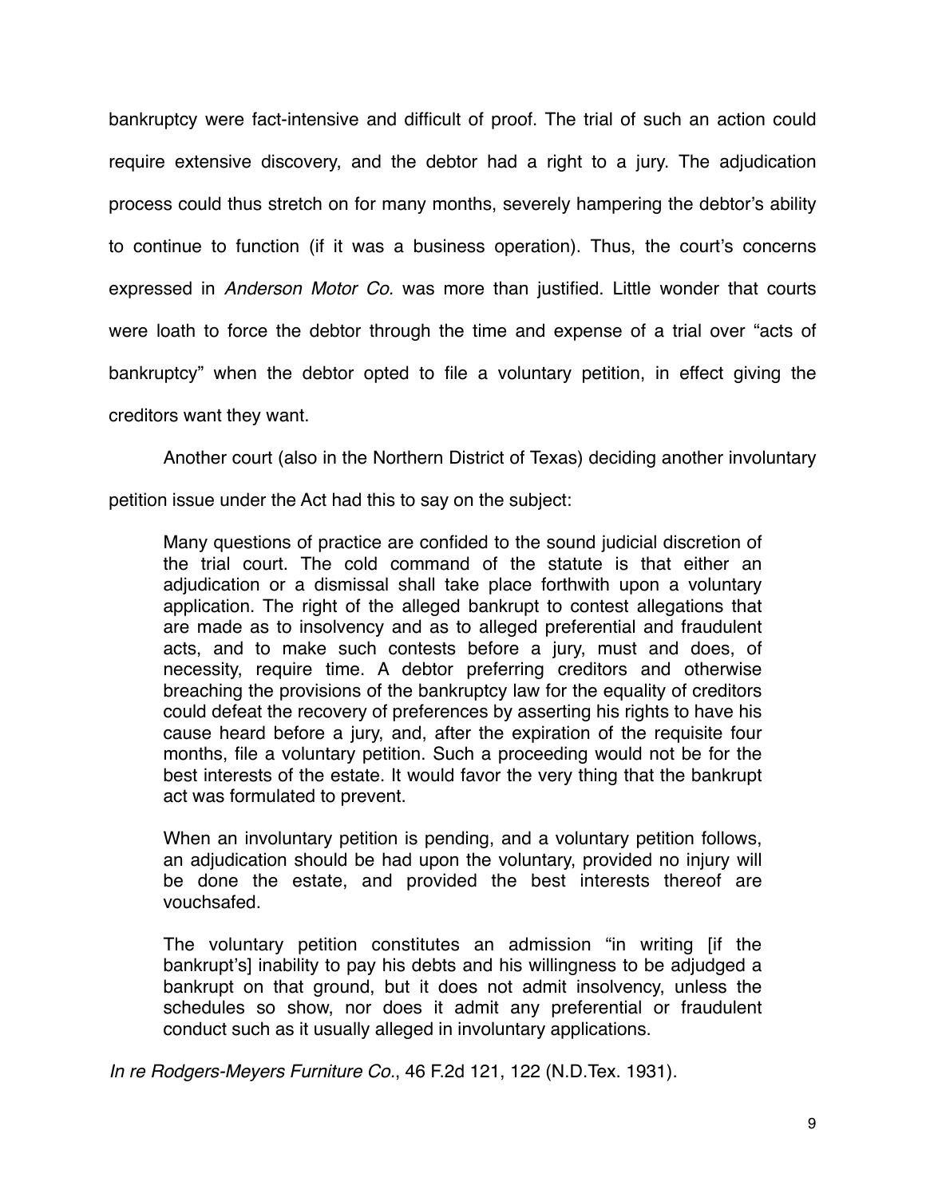bankruptcy were fact-intensive and difficult of proof. The trial of such an action could require extensive discovery, and the debtor had a right to a jury. The adjudication process could thus stretch on for many months, severely hampering the debtor's ability to continue to function (if it was a business operation). Thus, the court's concerns expressed in *Anderson Motor Co.* was more than justified. Little wonder that courts were loath to force the debtor through the time and expense of a trial over "acts of bankruptcy" when the debtor opted to file a voluntary petition, in effect giving the creditors want they want.

Another court (also in the Northern District of Texas) deciding another involuntary petition issue under the Act had this to say on the subject:

> Many questions of practice are confided to the sound judicial discretion of the trial court. The cold command of the statute is that either an adjudication or a dismissal shall take place forthwith upon a voluntary application. The right of the alleged bankrupt to contest allegations that are made as to insolvency and as to alleged preferential and fraudulent acts, and to make such contests before a jury, must and does, of necessity, require time. A debtor preferring creditors and otherwise breaching the provisions of the bankruptcy law for the equality of creditors could defeat the recovery of preferences by asserting his rights to have his cause heard before a jury, and, after the expiration of the requisite four months, file a voluntary petition. Such a proceeding would not be for the best interests of the estate. It would favor the very thing that the bankrupt act was formulated to prevent.
>
> When an involuntary petition is pending, and a voluntary petition follows, an adjudication should be had upon the voluntary, provided no injury will be done the estate, and provided the best interests thereof are vouchsafed.
>
> The voluntary petition constitutes an admission "in writing [if the bankrupt's] inability to pay his debts and his willingness to be adjudged a bankrupt on that ground, but it does not admit insolvency, unless the schedules so show, nor does it admit any preferential or fraudulent conduct such as it usually alleged in involuntary applications.

*In re Rodgers-Meyers Furniture Co.*, 46 F.2d 121, 122 (N.D.Tex. 1931).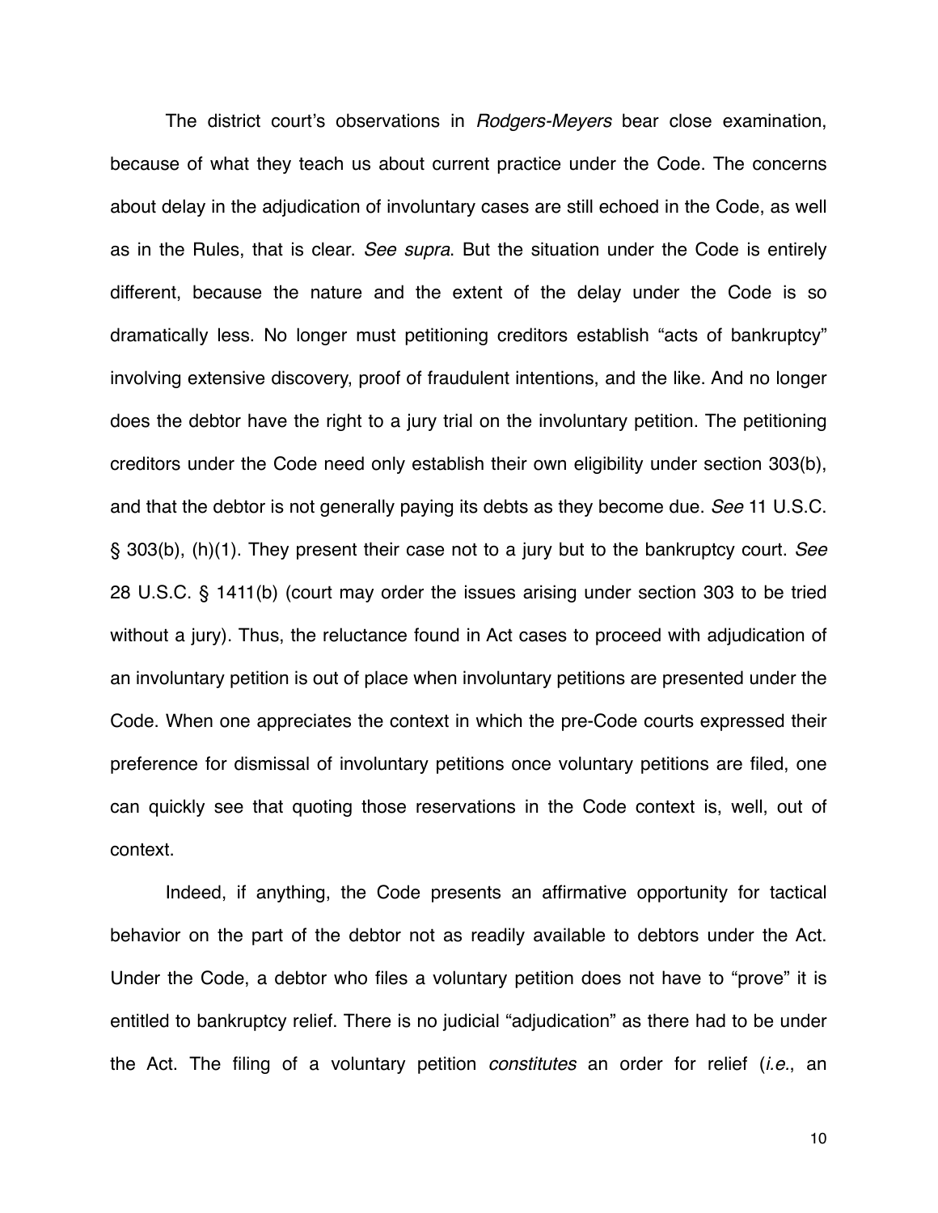The district court's observations in *Rodgers-Meyers* bear close examination, because of what they teach us about current practice under the Code. The concerns about delay in the adjudication of involuntary cases are still echoed in the Code, as well as in the Rules, that is clear. *See supra*. But the situation under the Code is entirely different, because the nature and the extent of the delay under the Code is so dramatically less. No longer must petitioning creditors establish "acts of bankruptcy" involving extensive discovery, proof of fraudulent intentions, and the like. And no longer does the debtor have the right to a jury trial on the involuntary petition. The petitioning creditors under the Code need only establish their own eligibility under section 303(b), and that the debtor is not generally paying its debts as they become due. *See* 11 U.S.C. § 303(b), (h)(1). They present their case not to a jury but to the bankruptcy court. *See* 28 U.S.C. § 1411(b) (court may order the issues arising under section 303 to be tried without a jury). Thus, the reluctance found in Act cases to proceed with adjudication of an involuntary petition is out of place when involuntary petitions are presented under the Code. When one appreciates the context in which the pre-Code courts expressed their preference for dismissal of involuntary petitions once voluntary petitions are filed, one can quickly see that quoting those reservations in the Code context is, well, out of context.

Indeed, if anything, the Code presents an affirmative opportunity for tactical behavior on the part of the debtor not as readily available to debtors under the Act. Under the Code, a debtor who files a voluntary petition does not have to "prove" it is entitled to bankruptcy relief. There is no judicial "adjudication" as there had to be under the Act. The filing of a voluntary petition *constitutes* an order for relief (*i.e.*, an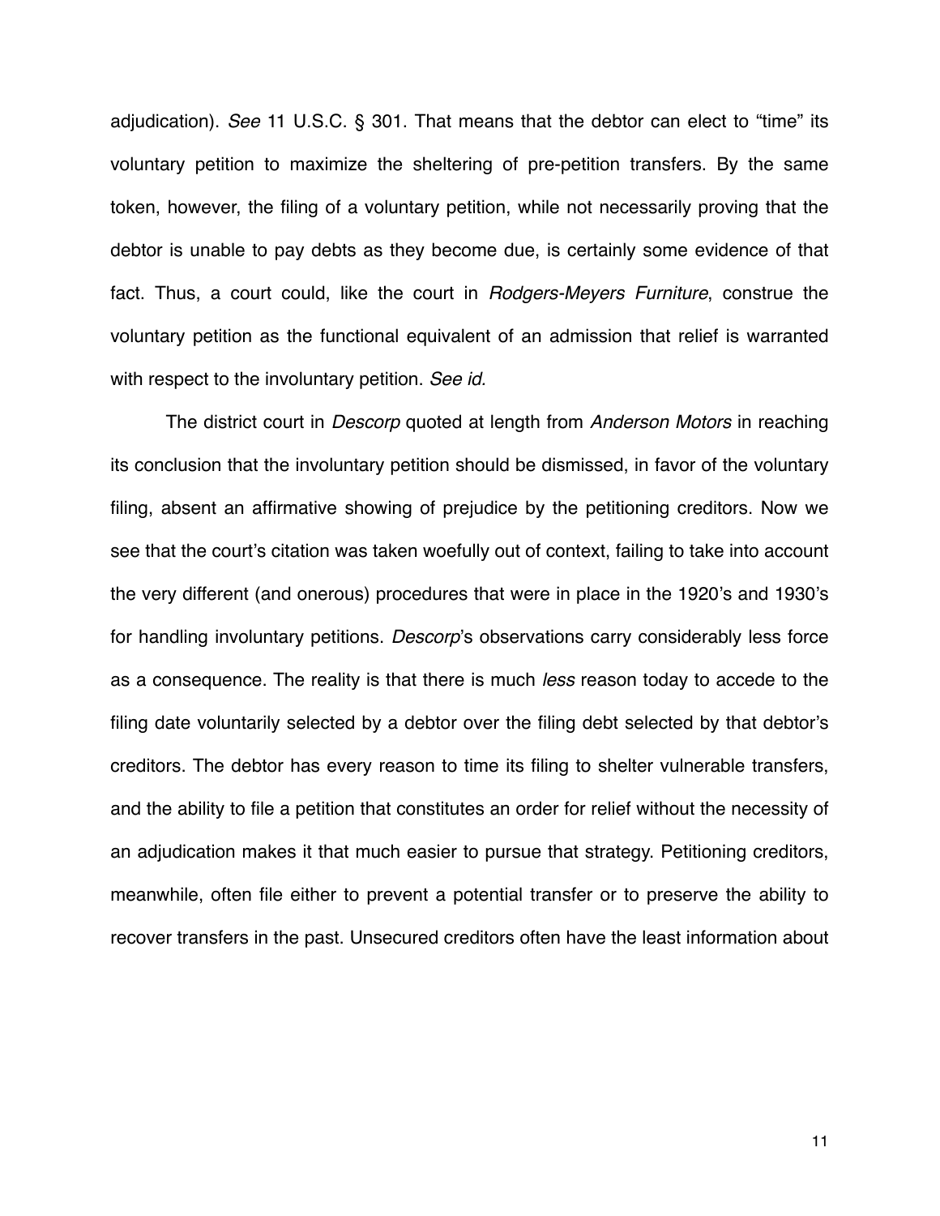adjudication). *See* 11 U.S.C. § 301. That means that the debtor can elect to "time" its voluntary petition to maximize the sheltering of pre-petition transfers. By the same token, however, the filing of a voluntary petition, while not necessarily proving that the debtor is unable to pay debts as they become due, is certainly some evidence of that fact. Thus, a court could, like the court in *Rodgers-Meyers Furniture*, construe the voluntary petition as the functional equivalent of an admission that relief is warranted with respect to the involuntary petition. *See id.*

The district court in *Descorp* quoted at length from *Anderson Motors* in reaching its conclusion that the involuntary petition should be dismissed, in favor of the voluntary filing, absent an affirmative showing of prejudice by the petitioning creditors. Now we see that the court's citation was taken woefully out of context, failing to take into account the very different (and onerous) procedures that were in place in the 1920's and 1930's for handling involuntary petitions. *Descorp*'s observations carry considerably less force as a consequence. The reality is that there is much *less* reason today to accede to the filing date voluntarily selected by a debtor over the filing debt selected by that debtor's creditors. The debtor has every reason to time its filing to shelter vulnerable transfers, and the ability to file a petition that constitutes an order for relief without the necessity of an adjudication makes it that much easier to pursue that strategy. Petitioning creditors, meanwhile, often file either to prevent a potential transfer or to preserve the ability to recover transfers in the past. Unsecured creditors often have the least information about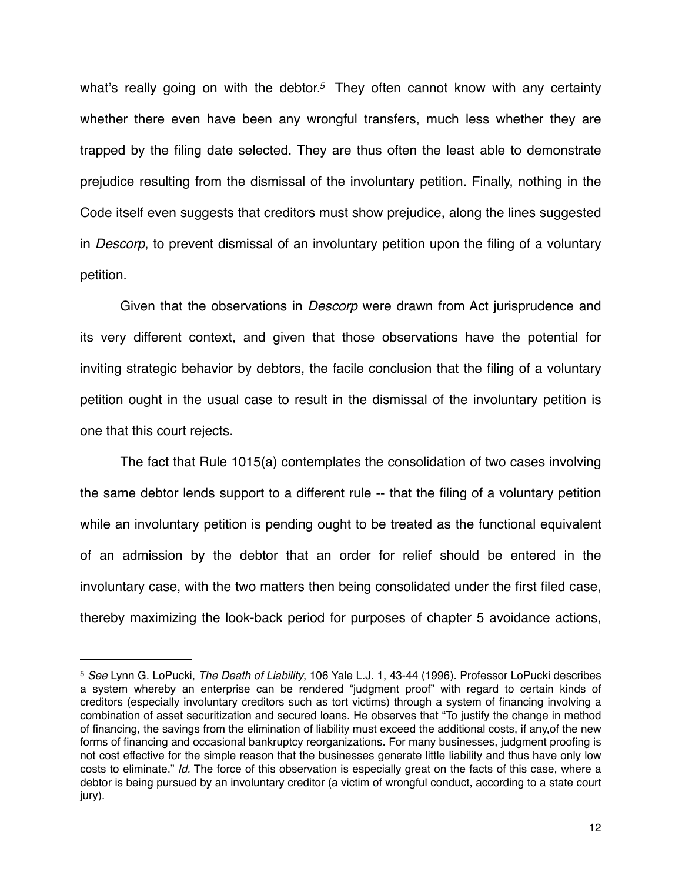what's really going on with the debtor.[5] They often cannot know with any certainty whether there even have been any wrongful transfers, much less whether they are trapped by the filing date selected. They are thus often the least able to demonstrate prejudice resulting from the dismissal of the involuntary petition. Finally, nothing in the Code itself even suggests that creditors must show prejudice, along the lines suggested in *Descorp*, to prevent dismissal of an involuntary petition upon the filing of a voluntary petition.

Given that the observations in *Descorp* were drawn from Act jurisprudence and its very different context, and given that those observations have the potential for inviting strategic behavior by debtors, the facile conclusion that the filing of a voluntary petition ought in the usual case to result in the dismissal of the involuntary petition is one that this court rejects.

The fact that Rule 1015(a) contemplates the consolidation of two cases involving the same debtor lends support to a different rule -- that the filing of a voluntary petition while an involuntary petition is pending ought to be treated as the functional equivalent of an admission by the debtor that an order for relief should be entered in the involuntary case, with the two matters then being consolidated under the first filed case, thereby maximizing the look-back period for purposes of chapter 5 avoidance actions,

---

[5] *See* Lynn G. LoPucki, *The Death of Liability*, 106 Yale L.J. 1, 43-44 (1996). Professor LoPucki describes a system whereby an enterprise can be rendered "judgment proof" with regard to certain kinds of creditors (especially involuntary creditors such as tort victims) through a system of financing involving a combination of asset securitization and secured loans. He observes that "To justify the change in method of financing, the savings from the elimination of liability must exceed the additional costs, if any,of the new forms of financing and occasional bankruptcy reorganizations. For many businesses, judgment proofing is not cost effective for the simple reason that the businesses generate little liability and thus have only low costs to eliminate." *Id.* The force of this observation is especially great on the facts of this case, where a debtor is being pursued by an involuntary creditor (a victim of wrongful conduct, according to a state court jury).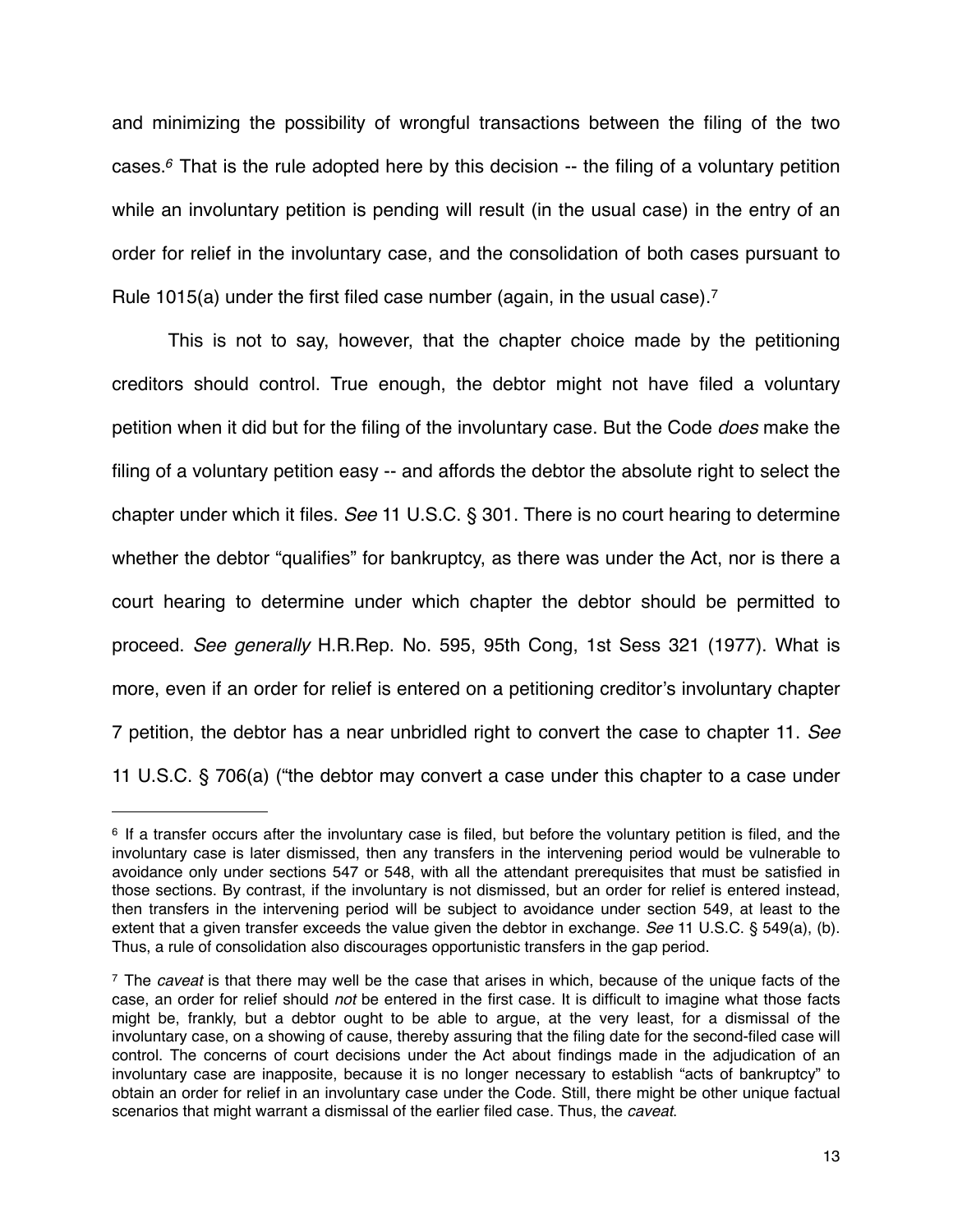and minimizing the possibility of wrongful transactions between the filing of the two cases.[6] That is the rule adopted here by this decision -- the filing of a voluntary petition while an involuntary petition is pending will result (in the usual case) in the entry of an order for relief in the involuntary case, and the consolidation of both cases pursuant to Rule 1015(a) under the first filed case number (again, in the usual case).[7]

This is not to say, however, that the chapter choice made by the petitioning creditors should control. True enough, the debtor might not have filed a voluntary petition when it did but for the filing of the involuntary case. But the Code *does* make the filing of a voluntary petition easy -- and affords the debtor the absolute right to select the chapter under which it files. *See* 11 U.S.C. § 301. There is no court hearing to determine whether the debtor "qualifies" for bankruptcy, as there was under the Act, nor is there a court hearing to determine under which chapter the debtor should be permitted to proceed. *See generally* H.R.Rep. No. 595, 95th Cong, 1st Sess 321 (1977). What is more, even if an order for relief is entered on a petitioning creditor's involuntary chapter 7 petition, the debtor has a near unbridled right to convert the case to chapter 11. *See* 11 U.S.C. § 706(a) ("the debtor may convert a case under this chapter to a case under

---

[6] If a transfer occurs after the involuntary case is filed, but before the voluntary petition is filed, and the involuntary case is later dismissed, then any transfers in the intervening period would be vulnerable to avoidance only under sections 547 or 548, with all the attendant prerequisites that must be satisfied in those sections. By contrast, if the involuntary is not dismissed, but an order for relief is entered instead, then transfers in the intervening period will be subject to avoidance under section 549, at least to the extent that a given transfer exceeds the value given the debtor in exchange. *See* 11 U.S.C. § 549(a), (b). Thus, a rule of consolidation also discourages opportunistic transfers in the gap period.

[7] The *caveat* is that there may well be the case that arises in which, because of the unique facts of the case, an order for relief should *not* be entered in the first case. It is difficult to imagine what those facts might be, frankly, but a debtor ought to be able to argue, at the very least, for a dismissal of the involuntary case, on a showing of cause, thereby assuring that the filing date for the second-filed case will control. The concerns of court decisions under the Act about findings made in the adjudication of an involuntary case are inapposite, because it is no longer necessary to establish "acts of bankruptcy" to obtain an order for relief in an involuntary case under the Code. Still, there might be other unique factual scenarios that might warrant a dismissal of the earlier filed case. Thus, the *caveat*.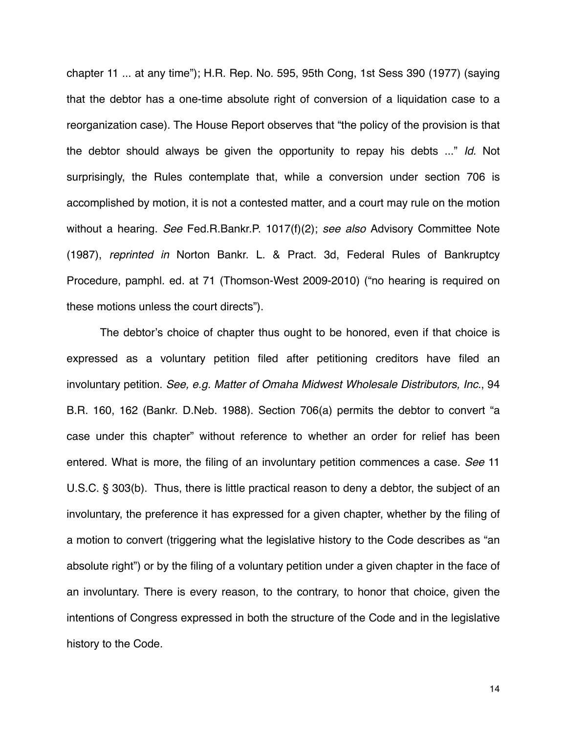chapter 11 ... at any time"); H.R. Rep. No. 595, 95th Cong, 1st Sess 390 (1977) (saying that the debtor has a one-time absolute right of conversion of a liquidation case to a reorganization case). The House Report observes that "the policy of the provision is that the debtor should always be given the opportunity to repay his debts ..." *Id.* Not surprisingly, the Rules contemplate that, while a conversion under section 706 is accomplished by motion, it is not a contested matter, and a court may rule on the motion without a hearing. *See* Fed.R.Bankr.P. 1017(f)(2); *see also* Advisory Committee Note (1987), *reprinted in* Norton Bankr. L. & Pract. 3d, Federal Rules of Bankruptcy Procedure, pamphl. ed. at 71 (Thomson-West 2009-2010) ("no hearing is required on these motions unless the court directs").

The debtor's choice of chapter thus ought to be honored, even if that choice is expressed as a voluntary petition filed after petitioning creditors have filed an involuntary petition. *See, e.g. Matter of Omaha Midwest Wholesale Distributors, Inc.*, 94 B.R. 160, 162 (Bankr. D.Neb. 1988). Section 706(a) permits the debtor to convert "a case under this chapter" without reference to whether an order for relief has been entered. What is more, the filing of an involuntary petition commences a case. *See* 11 U.S.C. § 303(b). Thus, there is little practical reason to deny a debtor, the subject of an involuntary, the preference it has expressed for a given chapter, whether by the filing of a motion to convert (triggering what the legislative history to the Code describes as "an absolute right") or by the filing of a voluntary petition under a given chapter in the face of an involuntary. There is every reason, to the contrary, to honor that choice, given the intentions of Congress expressed in both the structure of the Code and in the legislative history to the Code.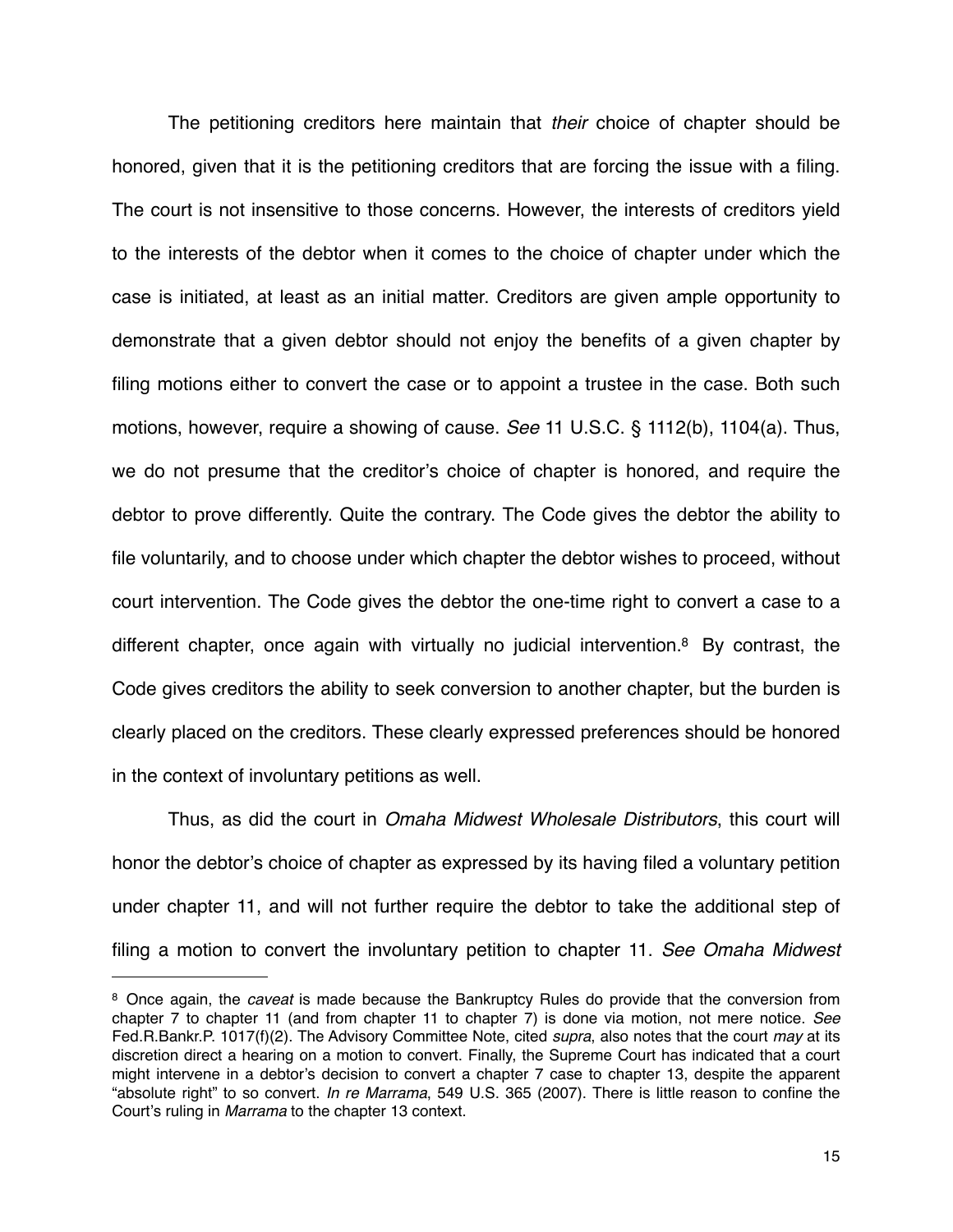The petitioning creditors here maintain that *their* choice of chapter should be honored, given that it is the petitioning creditors that are forcing the issue with a filing. The court is not insensitive to those concerns. However, the interests of creditors yield to the interests of the debtor when it comes to the choice of chapter under which the case is initiated, at least as an initial matter. Creditors are given ample opportunity to demonstrate that a given debtor should not enjoy the benefits of a given chapter by filing motions either to convert the case or to appoint a trustee in the case. Both such motions, however, require a showing of cause. *See* 11 U.S.C. § 1112(b), 1104(a). Thus, we do not presume that the creditor's choice of chapter is honored, and require the debtor to prove differently. Quite the contrary. The Code gives the debtor the ability to file voluntarily, and to choose under which chapter the debtor wishes to proceed, without court intervention. The Code gives the debtor the one-time right to convert a case to a different chapter, once again with virtually no judicial intervention.[8] By contrast, the Code gives creditors the ability to seek conversion to another chapter, but the burden is clearly placed on the creditors. These clearly expressed preferences should be honored in the context of involuntary petitions as well.

Thus, as did the court in *Omaha Midwest Wholesale Distributors*, this court will honor the debtor's choice of chapter as expressed by its having filed a voluntary petition under chapter 11, and will not further require the debtor to take the additional step of filing a motion to convert the involuntary petition to chapter 11. *See Omaha Midwest*

---

[8] Once again, the *caveat* is made because the Bankruptcy Rules do provide that the conversion from chapter 7 to chapter 11 (and from chapter 11 to chapter 7) is done via motion, not mere notice. *See* Fed.R.Bankr.P. 1017(f)(2). The Advisory Committee Note, cited *supra*, also notes that the court *may* at its discretion direct a hearing on a motion to convert. Finally, the Supreme Court has indicated that a court might intervene in a debtor's decision to convert a chapter 7 case to chapter 13, despite the apparent "absolute right" to so convert. *In re Marrama*, 549 U.S. 365 (2007). There is little reason to confine the Court's ruling in *Marrama* to the chapter 13 context.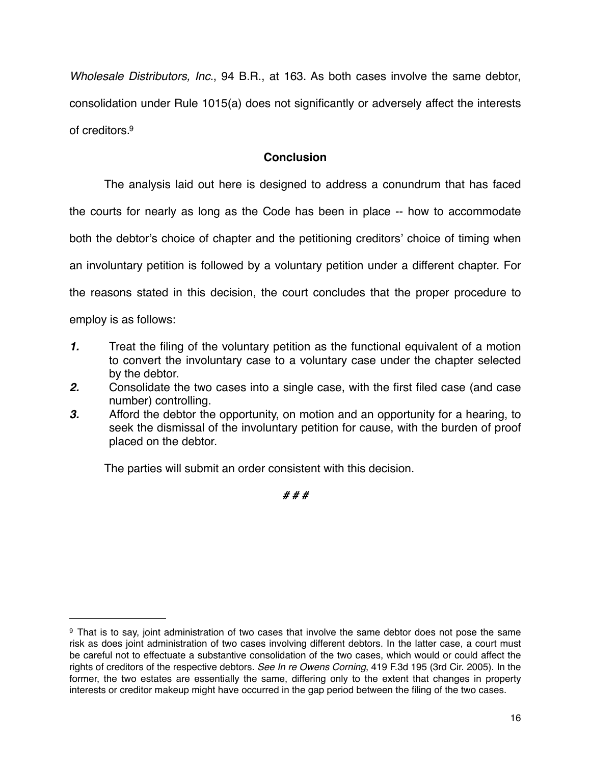*Wholesale Distributors, Inc.*, 94 B.R., at 163. As both cases involve the same debtor, consolidation under Rule 1015(a) does not significantly or adversely affect the interests of creditors.[9]

**Conclusion**

The analysis laid out here is designed to address a conundrum that has faced the courts for nearly as long as the Code has been in place -- how to accommodate both the debtor's choice of chapter and the petitioning creditors' choice of timing when an involuntary petition is followed by a voluntary petition under a different chapter. For the reasons stated in this decision, the court concludes that the proper procedure to employ is as follows:

***1.*** Treat the filing of the voluntary petition as the functional equivalent of a motion to convert the involuntary case to a voluntary case under the chapter selected by the debtor.

***2.*** Consolidate the two cases into a single case, with the first filed case (and case number) controlling.

***3.*** Afford the debtor the opportunity, on motion and an opportunity for a hearing, to seek the dismissal of the involuntary petition for cause, with the burden of proof placed on the debtor.

The parties will submit an order consistent with this decision.

***# # #***

---

[9] That is to say, joint administration of two cases that involve the same debtor does not pose the same risk as does joint administration of two cases involving different debtors. In the latter case, a court must be careful not to effectuate a substantive consolidation of the two cases, which would or could affect the rights of creditors of the respective debtors. *See In re Owens Corning*, 419 F.3d 195 (3rd Cir. 2005). In the former, the two estates are essentially the same, differing only to the extent that changes in property interests or creditor makeup might have occurred in the gap period between the filing of the two cases.